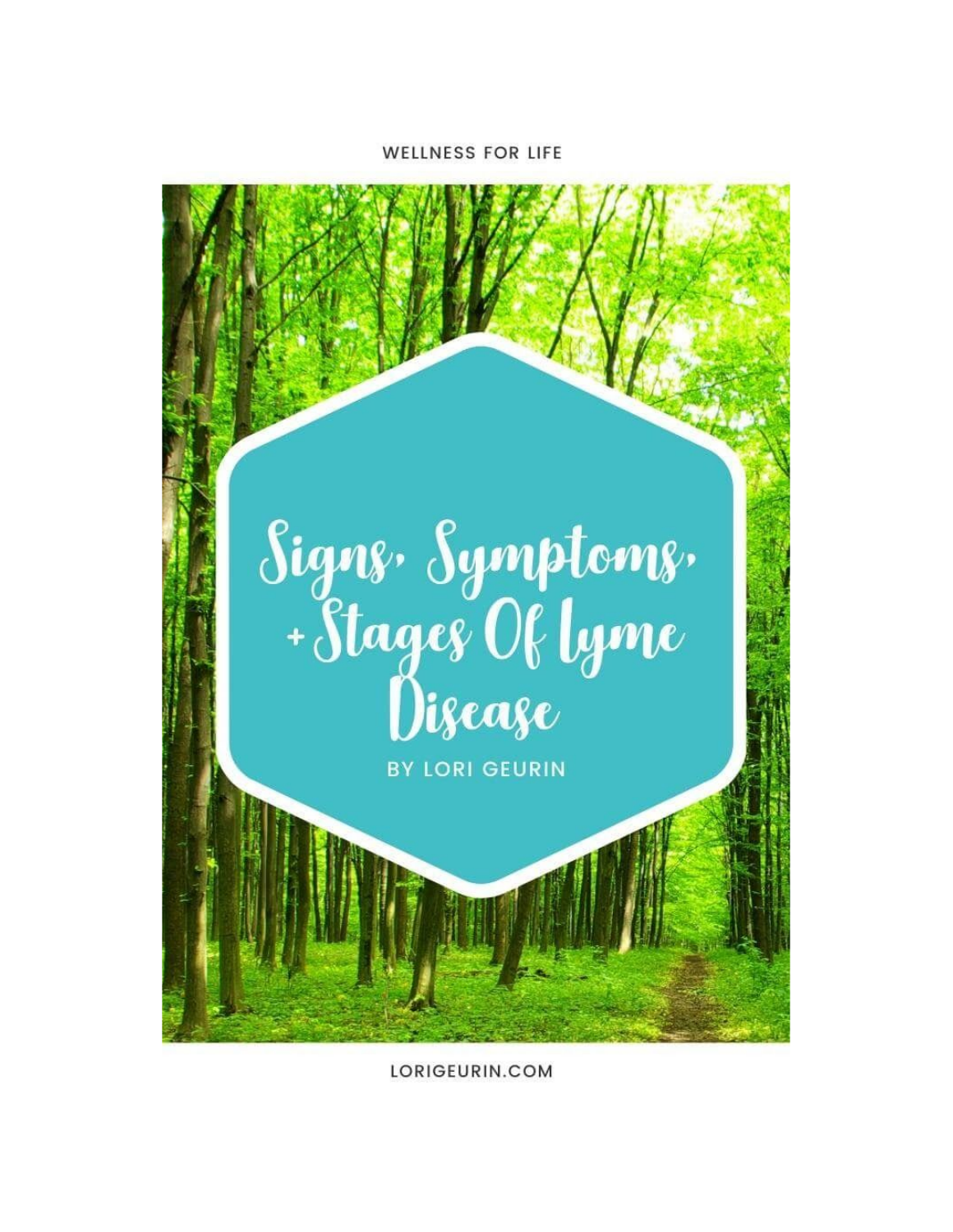WELLNESS FOR LIFE

# Signs, Symptoms, + Stages Of lyme Disease

BY LORI GEURIN

LORIGEURIN.COM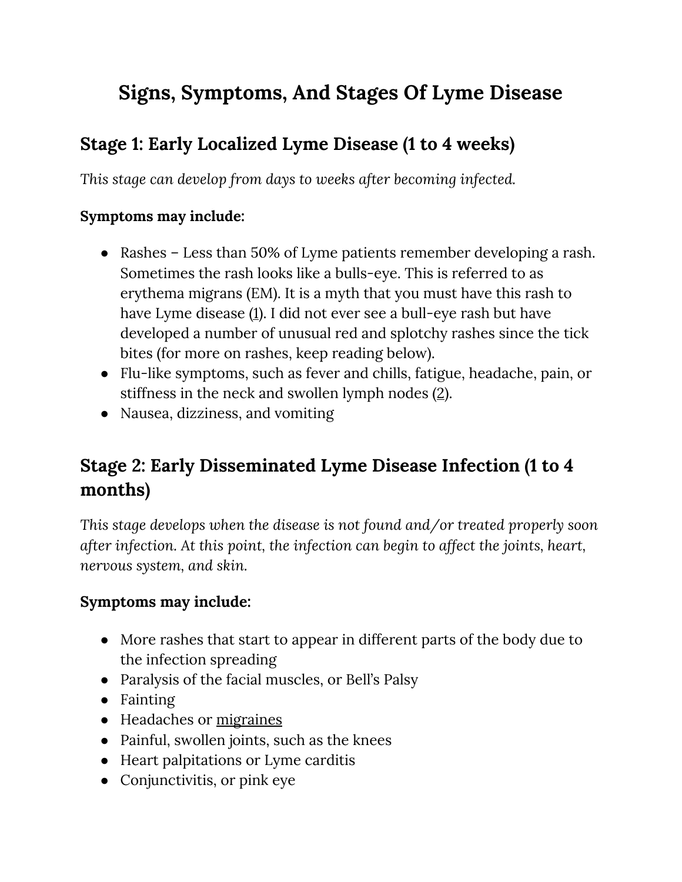# Signs, Symptoms, And Stages Of Lyme Disease

## Stage 1: Early Localized Lyme Disease (1 to 4 weeks)

*This stage can develop from days to weeks after becoming infected.*

**Symptoms may include:**

- Rashes – Less than 50% of Lyme patients remember developing a rash. Sometimes the rash looks like a bulls-eye. This is referred to as erythema migrans (EM). It is a myth that you must have this rash to have Lyme disease (1). I did not ever see a bull-eye rash but have developed a number of unusual red and splotchy rashes since the tick bites (for more on rashes, keep reading below).
- Flu-like symptoms, such as fever and chills, fatigue, headache, pain, or stiffness in the neck and swollen lymph nodes (2).
- Nausea, dizziness, and vomiting

## Stage 2: Early Disseminated Lyme Disease Infection (1 to 4 months)

*This stage develops when the disease is not found and/or treated properly soon after infection. At this point, the infection can begin to affect the joints, heart, nervous system, and skin.*

**Symptoms may include:**

- More rashes that start to appear in different parts of the body due to the infection spreading
- Paralysis of the facial muscles, or Bell's Palsy
- Fainting
- Headaches or migraines
- Painful, swollen joints, such as the knees
- Heart palpitations or Lyme carditis
- Conjunctivitis, or pink eye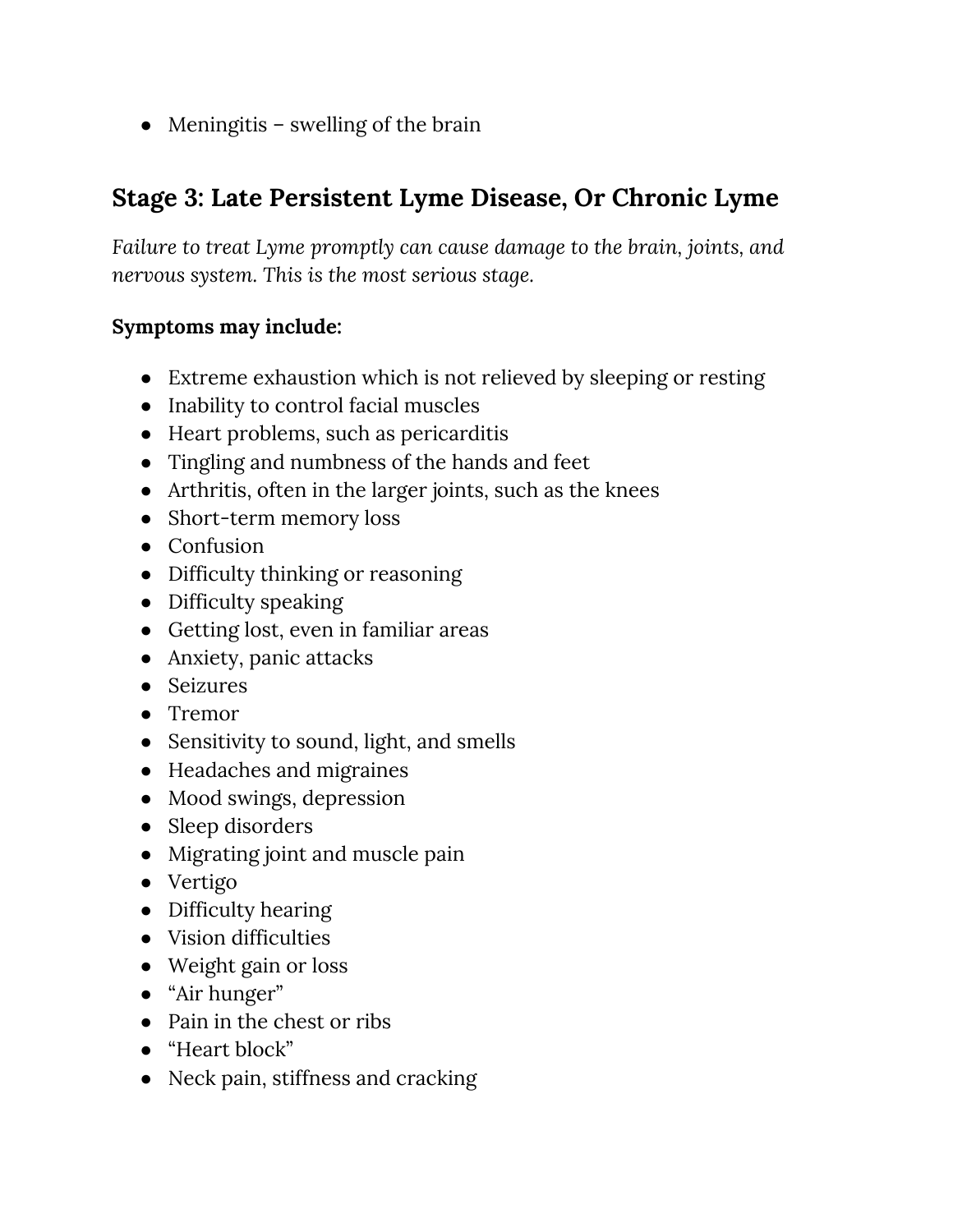- Meningitis – swelling of the brain

## Stage 3: Late Persistent Lyme Disease, Or Chronic Lyme

*Failure to treat Lyme promptly can cause damage to the brain, joints, and nervous system. This is the most serious stage.*

**Symptoms may include:**

- Extreme exhaustion which is not relieved by sleeping or resting
- Inability to control facial muscles
- Heart problems, such as pericarditis
- Tingling and numbness of the hands and feet
- Arthritis, often in the larger joints, such as the knees
- Short-term memory loss
- Confusion
- Difficulty thinking or reasoning
- Difficulty speaking
- Getting lost, even in familiar areas
- Anxiety, panic attacks
- Seizures
- Tremor
- Sensitivity to sound, light, and smells
- Headaches and migraines
- Mood swings, depression
- Sleep disorders
- Migrating joint and muscle pain
- Vertigo
- Difficulty hearing
- Vision difficulties
- Weight gain or loss
- "Air hunger"
- Pain in the chest or ribs
- "Heart block"
- Neck pain, stiffness and cracking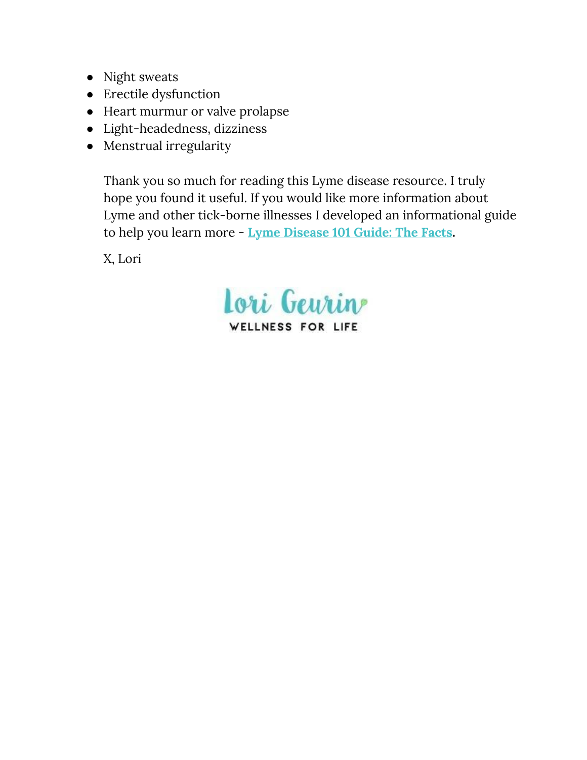- Night sweats
- Erectile dysfunction
- Heart murmur or valve prolapse
- Light-headedness, dizziness
- Menstrual irregularity

Thank you so much for reading this Lyme disease resource. I truly hope you found it useful. If you would like more information about Lyme and other tick-borne illnesses I developed an informational guide to help you learn more - **Lyme Disease 101 Guide: The Facts**.

X, Lori

Lori Geurin
WELLNESS FOR LIFE